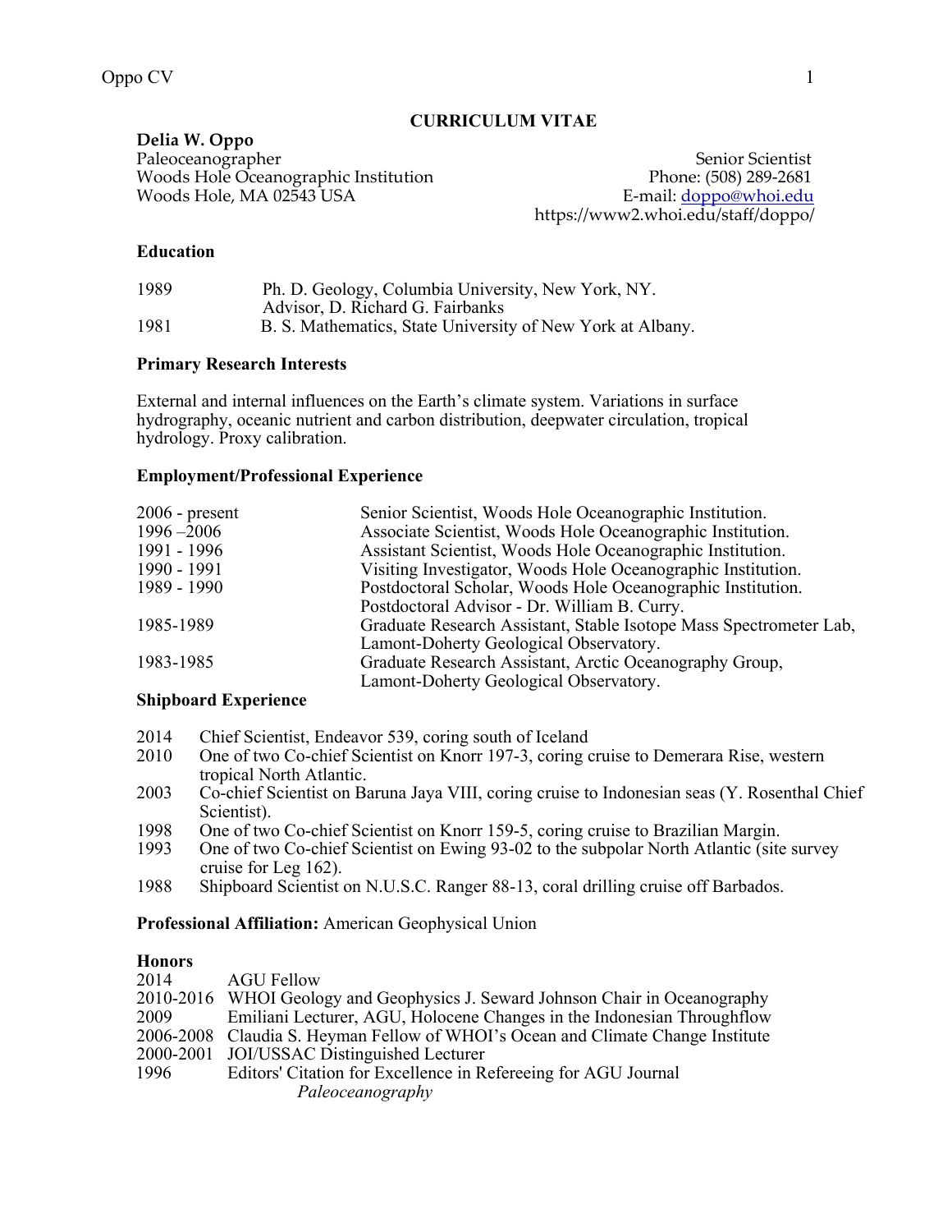# CURRICULUM VITAE

**Delia W. Oppo**
Paleoceanographer
Woods Hole Oceanographic Institution
Woods Hole, MA 02543 USA

Senior Scientist
Phone: (508) 289-2681
E-mail: doppo@whoi.edu
https://www2.whoi.edu/staff/doppo/

## Education

| | |
|---|---|
| 1989 | Ph. D. Geology, Columbia University, New York, NY. Advisor, D. Richard G. Fairbanks |
| 1981 | B. S. Mathematics, State University of New York at Albany. |

## Primary Research Interests

External and internal influences on the Earth's climate system. Variations in surface hydrography, oceanic nutrient and carbon distribution, deepwater circulation, tropical hydrology. Proxy calibration.

## Employment/Professional Experience

| | |
|---|---|
| 2006 - present | Senior Scientist, Woods Hole Oceanographic Institution. |
| 1996 –2006 | Associate Scientist, Woods Hole Oceanographic Institution. |
| 1991 - 1996 | Assistant Scientist, Woods Hole Oceanographic Institution. |
| 1990 - 1991 | Visiting Investigator, Woods Hole Oceanographic Institution. |
| 1989 - 1990 | Postdoctoral Scholar, Woods Hole Oceanographic Institution. Postdoctoral Advisor - Dr. William B. Curry. |
| 1985-1989 | Graduate Research Assistant, Stable Isotope Mass Spectrometer Lab, Lamont-Doherty Geological Observatory. |
| 1983-1985 | Graduate Research Assistant, Arctic Oceanography Group, Lamont-Doherty Geological Observatory. |

## Shipboard Experience

| | |
|---|---|
| 2014 | Chief Scientist, Endeavor 539, coring south of Iceland |
| 2010 | One of two Co-chief Scientist on Knorr 197-3, coring cruise to Demerara Rise, western tropical North Atlantic. |
| 2003 | Co-chief Scientist on Baruna Jaya VIII, coring cruise to Indonesian seas (Y. Rosenthal Chief Scientist). |
| 1998 | One of two Co-chief Scientist on Knorr 159-5, coring cruise to Brazilian Margin. |
| 1993 | One of two Co-chief Scientist on Ewing 93-02 to the subpolar North Atlantic (site survey cruise for Leg 162). |
| 1988 | Shipboard Scientist on N.U.S.C. Ranger 88-13, coral drilling cruise off Barbados. |

**Professional Affiliation:** American Geophysical Union

## Honors

| | |
|---|---|
| 2014 | AGU Fellow |
| 2010-2016 | WHOI Geology and Geophysics J. Seward Johnson Chair in Oceanography |
| 2009 | Emiliani Lecturer, AGU, Holocene Changes in the Indonesian Throughflow |
| 2006-2008 | Claudia S. Heyman Fellow of WHOI's Ocean and Climate Change Institute |
| 2000-2001 | JOI/USSAC Distinguished Lecturer |
| 1996 | Editors' Citation for Excellence in Refereeing for AGU Journal *Paleoceanography* |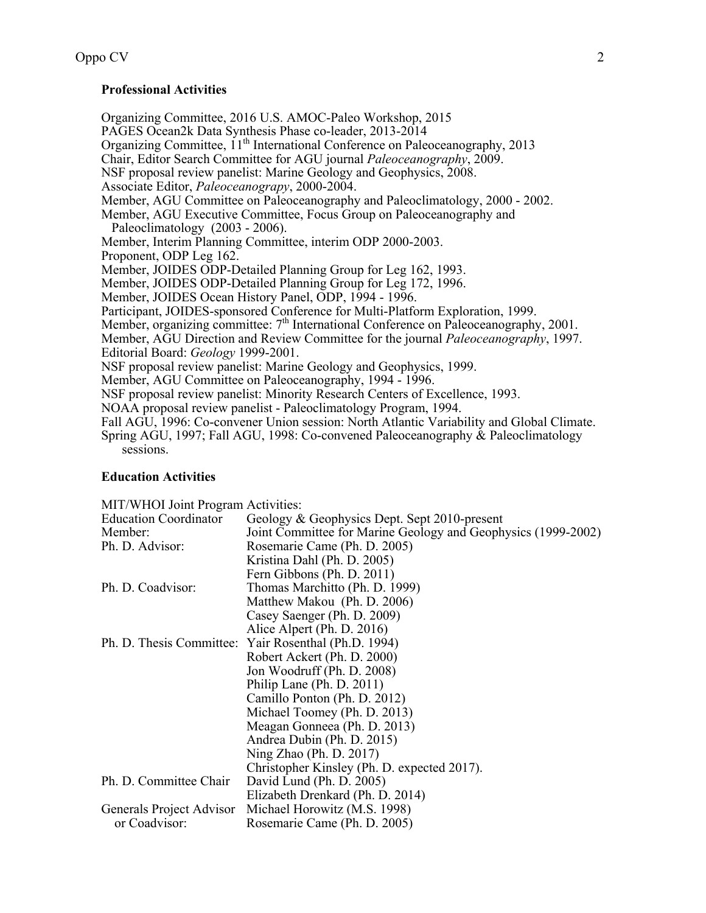**Professional Activities**

Organizing Committee, 2016 U.S. AMOC-Paleo Workshop, 2015
PAGES Ocean2k Data Synthesis Phase co-leader, 2013-2014
Organizing Committee, 11th International Conference on Paleoceanography, 2013
Chair, Editor Search Committee for AGU journal *Paleoceanography*, 2009.
NSF proposal review panelist: Marine Geology and Geophysics, 2008.
Associate Editor, *Paleoceanograpy*, 2000-2004.
Member, AGU Committee on Paleoceanography and Paleoclimatology, 2000 - 2002.
Member, AGU Executive Committee, Focus Group on Paleoceanography and Paleoclimatology (2003 - 2006).
Member, Interim Planning Committee, interim ODP 2000-2003.
Proponent, ODP Leg 162.
Member, JOIDES ODP-Detailed Planning Group for Leg 162, 1993.
Member, JOIDES ODP-Detailed Planning Group for Leg 172, 1996.
Member, JOIDES Ocean History Panel, ODP, 1994 - 1996.
Participant, JOIDES-sponsored Conference for Multi-Platform Exploration, 1999.
Member, organizing committee: 7th International Conference on Paleoceanography, 2001.
Member, AGU Direction and Review Committee for the journal *Paleoceanography*, 1997.
Editorial Board: *Geology* 1999-2001.
NSF proposal review panelist: Marine Geology and Geophysics, 1999.
Member, AGU Committee on Paleoceanography, 1994 - 1996.
NSF proposal review panelist: Minority Research Centers of Excellence, 1993.
NOAA proposal review panelist - Paleoclimatology Program, 1994.
Fall AGU, 1996: Co-convener Union session: North Atlantic Variability and Global Climate.
Spring AGU, 1997; Fall AGU, 1998: Co-convened Paleoceanography & Paleoclimatology sessions.

**Education Activities**

MIT/WHOI Joint Program Activities:

| | |
|---|---|
| Education Coordinator | Geology & Geophysics Dept. Sept 2010-present |
| Member: | Joint Committee for Marine Geology and Geophysics (1999-2002) |
| Ph. D. Advisor: | Rosemarie Came (Ph. D. 2005) |
| | Kristina Dahl (Ph. D. 2005) |
| | Fern Gibbons (Ph. D. 2011) |
| Ph. D. Coadvisor: | Thomas Marchitto (Ph. D. 1999) |
| | Matthew Makou (Ph. D. 2006) |
| | Casey Saenger (Ph. D. 2009) |
| | Alice Alpert (Ph. D. 2016) |
| Ph. D. Thesis Committee: | Yair Rosenthal (Ph.D. 1994) |
| | Robert Ackert (Ph. D. 2000) |
| | Jon Woodruff (Ph. D. 2008) |
| | Philip Lane (Ph. D. 2011) |
| | Camillo Ponton (Ph. D. 2012) |
| | Michael Toomey (Ph. D. 2013) |
| | Meagan Gonneea (Ph. D. 2013) |
| | Andrea Dubin (Ph. D. 2015) |
| | Ning Zhao (Ph. D. 2017) |
| | Christopher Kinsley (Ph. D. expected 2017). |
| Ph. D. Committee Chair | David Lund (Ph. D. 2005) |
| | Elizabeth Drenkard (Ph. D. 2014) |
| Generals Project Advisor or Coadvisor: | Michael Horowitz (M.S. 1998) |
| | Rosemarie Came (Ph. D. 2005) |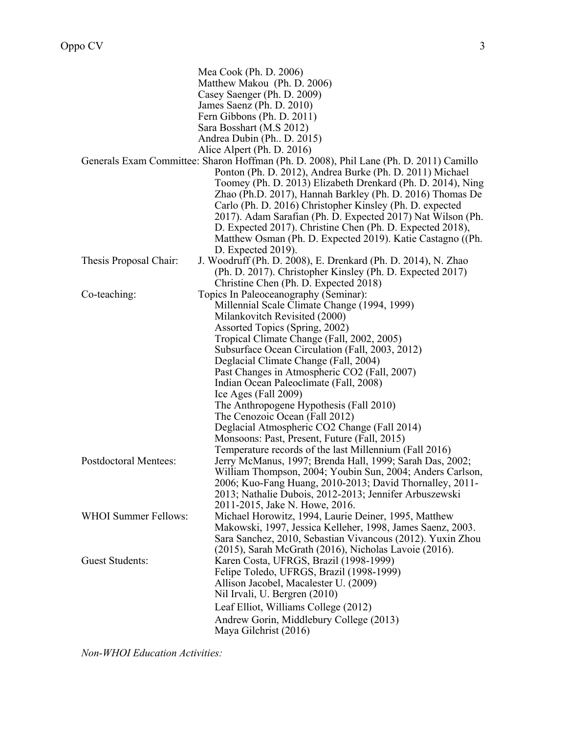Mea Cook (Ph. D. 2006)
Matthew Makou (Ph. D. 2006)
Casey Saenger (Ph. D. 2009)
James Saenz (Ph. D. 2010)
Fern Gibbons (Ph. D. 2011)
Sara Bosshart (M.S 2012)
Andrea Dubin (Ph.. D. 2015)
Alice Alpert (Ph. D. 2016)

Generals Exam Committee: Sharon Hoffman (Ph. D. 2008), Phil Lane (Ph. D. 2011) Camillo Ponton (Ph. D. 2012), Andrea Burke (Ph. D. 2011) Michael Toomey (Ph. D. 2013) Elizabeth Drenkard (Ph. D. 2014), Ning Zhao (Ph.D. 2017), Hannah Barkley (Ph. D. 2016) Thomas De Carlo (Ph. D. 2016) Christopher Kinsley (Ph. D. expected 2017). Adam Sarafian (Ph. D. Expected 2017) Nat Wilson (Ph. D. Expected 2017). Christine Chen (Ph. D. Expected 2018), Matthew Osman (Ph. D. Expected 2019). Katie Castagno ((Ph. D. Expected 2019).

Thesis Proposal Chair: J. Woodruff (Ph. D. 2008), E. Drenkard (Ph. D. 2014), N. Zhao (Ph. D. 2017). Christopher Kinsley (Ph. D. Expected 2017) Christine Chen (Ph. D. Expected 2018)

Co-teaching: Topics In Paleoceanography (Seminar):
- Millennial Scale Climate Change (1994, 1999)
- Milankovitch Revisited (2000)
- Assorted Topics (Spring, 2002)
- Tropical Climate Change (Fall, 2002, 2005)
- Subsurface Ocean Circulation (Fall, 2003, 2012)
- Deglacial Climate Change (Fall, 2004)
- Past Changes in Atmospheric CO2 (Fall, 2007)
- Indian Ocean Paleoclimate (Fall, 2008)
- Ice Ages (Fall 2009)
- The Anthropogene Hypothesis (Fall 2010)
- The Cenozoic Ocean (Fall 2012)
- Deglacial Atmospheric CO2 Change (Fall 2014)
- Monsoons: Past, Present, Future (Fall, 2015)
- Temperature records of the last Millennium (Fall 2016)

Postdoctoral Mentees: Jerry McManus, 1997; Brenda Hall, 1999; Sarah Das, 2002; William Thompson, 2004; Youbin Sun, 2004; Anders Carlson, 2006; Kuo-Fang Huang, 2010-2013; David Thornalley, 2011-2013; Nathalie Dubois, 2012-2013; Jennifer Arbuszewski 2011-2015, Jake N. Howe, 2016.

WHOI Summer Fellows: Michael Horowitz, 1994, Laurie Deiner, 1995, Matthew Makowski, 1997, Jessica Kelleher, 1998, James Saenz, 2003. Sara Sanchez, 2010, Sebastian Vivancous (2012). Yuxin Zhou (2015), Sarah McGrath (2016), Nicholas Lavoie (2016).

Guest Students:
- Karen Costa, UFRGS, Brazil (1998-1999)
- Felipe Toledo, UFRGS, Brazil (1998-1999)
- Allison Jacobel, Macalester U. (2009)
- Nil Irvali, U. Bergren (2010)
- Leaf Elliot, Williams College (2012)
- Andrew Gorin, Middlebury College (2013)
- Maya Gilchrist (2016)

*Non-WHOI Education Activities:*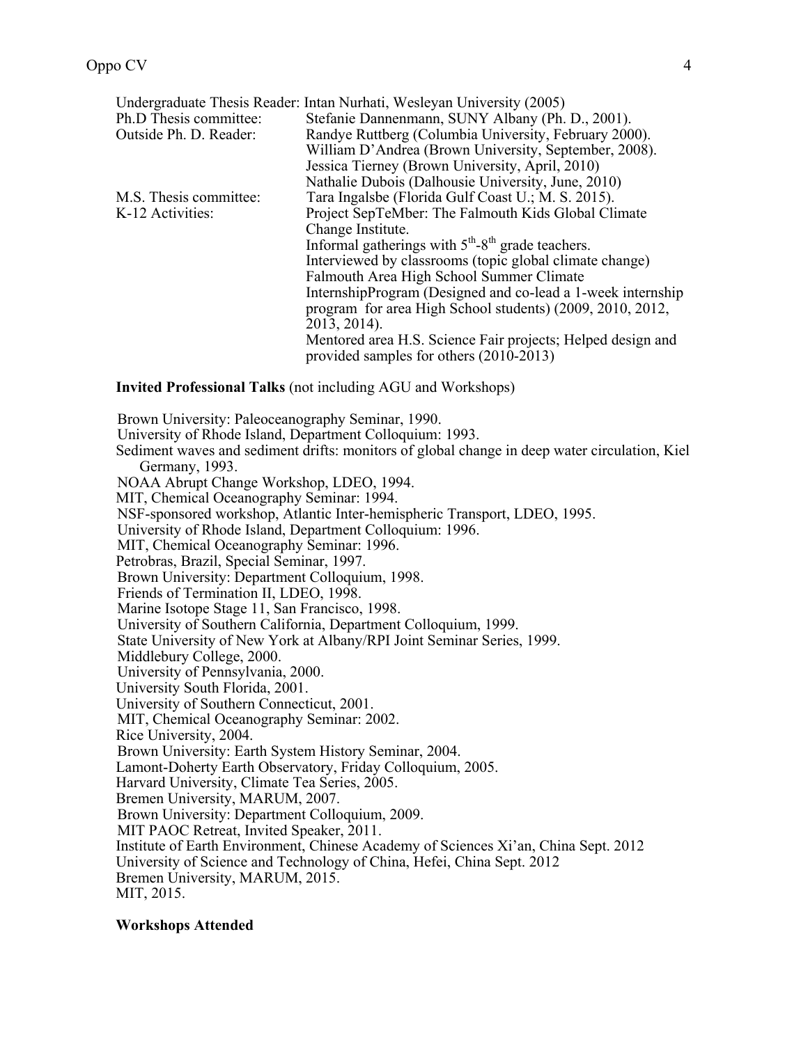Undergraduate Thesis Reader: Intan Nurhati, Wesleyan University (2005)

| | |
|---|---|
| Ph.D Thesis committee: | Stefanie Dannenmann, SUNY Albany (Ph. D., 2001). |
| Outside Ph. D. Reader: | Randye Ruttberg (Columbia University, February 2000). |
| | William D'Andrea (Brown University, September, 2008). |
| | Jessica Tierney (Brown University, April, 2010) |
| | Nathalie Dubois (Dalhousie University, June, 2010) |
| M.S. Thesis committee: | Tara Ingalsbe (Florida Gulf Coast U.; M. S. 2015). |
| K-12 Activities: | Project SepTeMber: The Falmouth Kids Global Climate Change Institute. |
| | Informal gatherings with 5th-8th grade teachers. |
| | Interviewed by classrooms (topic global climate change) |
| | Falmouth Area High School Summer Climate InternshipProgram (Designed and co-lead a 1-week internship program for area High School students) (2009, 2010, 2012, 2013, 2014). |
| | Mentored area H.S. Science Fair projects; Helped design and provided samples for others (2010-2013) |

**Invited Professional Talks** (not including AGU and Workshops)

Brown University: Paleoceanography Seminar, 1990.
University of Rhode Island, Department Colloquium: 1993.
Sediment waves and sediment drifts: monitors of global change in deep water circulation, Kiel Germany, 1993.
NOAA Abrupt Change Workshop, LDEO, 1994.
MIT, Chemical Oceanography Seminar: 1994.
NSF-sponsored workshop, Atlantic Inter-hemispheric Transport, LDEO, 1995.
University of Rhode Island, Department Colloquium: 1996.
MIT, Chemical Oceanography Seminar: 1996.
Petrobras, Brazil, Special Seminar, 1997.
Brown University: Department Colloquium, 1998.
Friends of Termination II, LDEO, 1998.
Marine Isotope Stage 11, San Francisco, 1998.
University of Southern California, Department Colloquium, 1999.
State University of New York at Albany/RPI Joint Seminar Series, 1999.
Middlebury College, 2000.
University of Pennsylvania, 2000.
University South Florida, 2001.
University of Southern Connecticut, 2001.
MIT, Chemical Oceanography Seminar: 2002.
Rice University, 2004.
Brown University: Earth System History Seminar, 2004.
Lamont-Doherty Earth Observatory, Friday Colloquium, 2005.
Harvard University, Climate Tea Series, 2005.
Bremen University, MARUM, 2007.
Brown University: Department Colloquium, 2009.
MIT PAOC Retreat, Invited Speaker, 2011.
Institute of Earth Environment, Chinese Academy of Sciences Xi'an, China Sept. 2012
University of Science and Technology of China, Hefei, China Sept. 2012
Bremen University, MARUM, 2015.
MIT, 2015.

**Workshops Attended**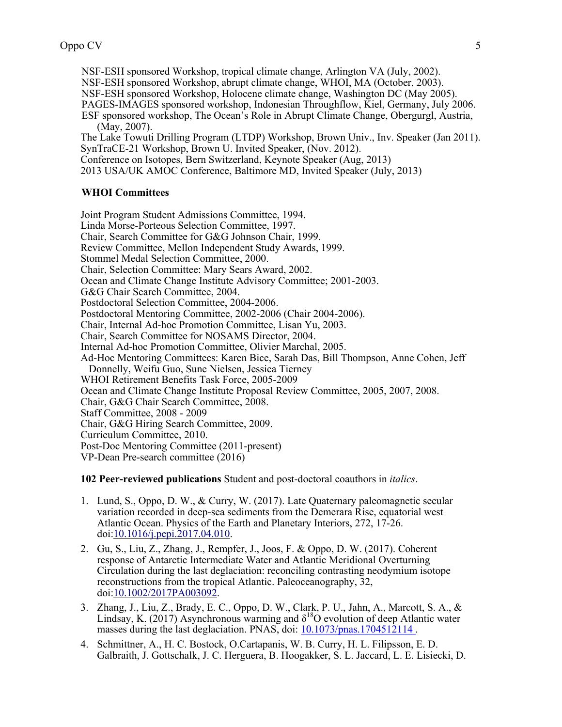NSF-ESH sponsored Workshop, tropical climate change, Arlington VA (July, 2002).
NSF-ESH sponsored Workshop, abrupt climate change, WHOI, MA (October, 2003).
NSF-ESH sponsored Workshop, Holocene climate change, Washington DC (May 2005).
PAGES-IMAGES sponsored workshop, Indonesian Throughflow, Kiel, Germany, July 2006.
ESF sponsored workshop, The Ocean's Role in Abrupt Climate Change, Obergurgl, Austria, (May, 2007).
The Lake Towuti Drilling Program (LTDP) Workshop, Brown Univ., Inv. Speaker (Jan 2011).
SynTraCE-21 Workshop, Brown U. Invited Speaker, (Nov. 2012).
Conference on Isotopes, Bern Switzerland, Keynote Speaker (Aug, 2013)
2013 USA/UK AMOC Conference, Baltimore MD, Invited Speaker (July, 2013)

**WHOI Committees**

Joint Program Student Admissions Committee, 1994.
Linda Morse-Porteous Selection Committee, 1997.
Chair, Search Committee for G&G Johnson Chair, 1999.
Review Committee, Mellon Independent Study Awards, 1999.
Stommel Medal Selection Committee, 2000.
Chair, Selection Committee: Mary Sears Award, 2002.
Ocean and Climate Change Institute Advisory Committee; 2001-2003.
G&G Chair Search Committee, 2004.
Postdoctoral Selection Committee, 2004-2006.
Postdoctoral Mentoring Committee, 2002-2006 (Chair 2004-2006).
Chair, Internal Ad-hoc Promotion Committee, Lisan Yu, 2003.
Chair, Search Committee for NOSAMS Director, 2004.
Internal Ad-hoc Promotion Committee, Olivier Marchal, 2005.
Ad-Hoc Mentoring Committees: Karen Bice, Sarah Das, Bill Thompson, Anne Cohen, Jeff Donnelly, Weifu Guo, Sune Nielsen, Jessica Tierney
WHOI Retirement Benefits Task Force, 2005-2009
Ocean and Climate Change Institute Proposal Review Committee, 2005, 2007, 2008.
Chair, G&G Chair Search Committee, 2008.
Staff Committee, 2008 - 2009
Chair, G&G Hiring Search Committee, 2009.
Curriculum Committee, 2010.
Post-Doc Mentoring Committee (2011-present)
VP-Dean Pre-search committee (2016)

**102 Peer-reviewed publications** Student and post-doctoral coauthors in *italics*.

1. Lund, S., Oppo, D. W., & Curry, W. (2017). Late Quaternary paleomagnetic secular variation recorded in deep-sea sediments from the Demerara Rise, equatorial west Atlantic Ocean. Physics of the Earth and Planetary Interiors, 272, 17-26. doi:10.1016/j.pepi.2017.04.010.
2. Gu, S., Liu, Z., Zhang, J., Rempfer, J., Joos, F. & Oppo, D. W. (2017). Coherent response of Antarctic Intermediate Water and Atlantic Meridional Overturning Circulation during the last deglaciation: reconciling contrasting neodymium isotope reconstructions from the tropical Atlantic. Paleoceanography, 32, doi:10.1002/2017PA003092.
3. Zhang, J., Liu, Z., Brady, E. C., Oppo, D. W., Clark, P. U., Jahn, A., Marcott, S. A., & Lindsay, K. (2017) Asynchronous warming and $\delta^{18}O$ evolution of deep Atlantic water masses during the last deglaciation. PNAS, doi: 10.1073/pnas.1704512114 .
4. Schmittner, A., H. C. Bostock, O.Cartapanis, W. B. Curry, H. L. Filipsson, E. D. Galbraith, J. Gottschalk, J. C. Herguera, B. Hoogakker, S. L. Jaccard, L. E. Lisiecki, D.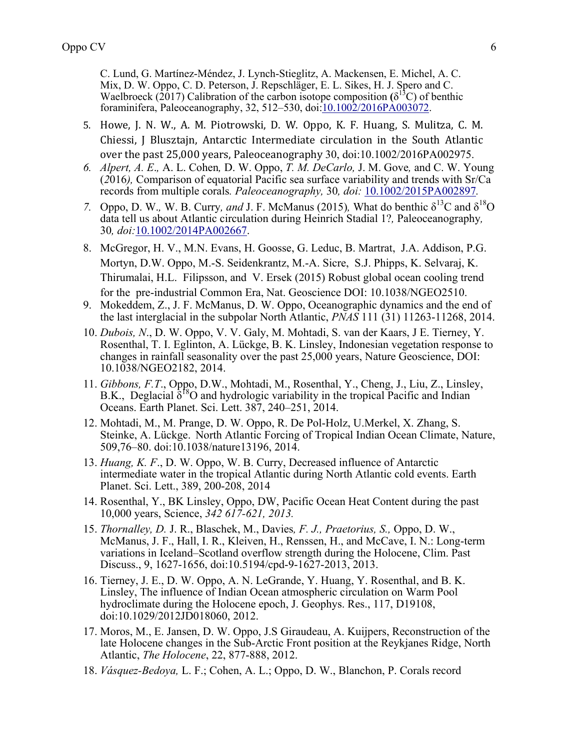C. Lund, G. Martínez-Méndez, J. Lynch-Stieglitz, A. Mackensen, E. Michel, A. C. Mix, D. W. Oppo, C. D. Peterson, J. Repschläger, E. L. Sikes, H. J. Spero and C. Waelbroeck (2017) Calibration of the carbon isotope composition ($\delta^{13}$C) of benthic foraminifera, Paleoceanography, 32, 512–530, doi:10.1002/2016PA003072.

5. Howe, J. N. W., A. M. Piotrowski, D. W. Oppo, K. F. Huang, S. Mulitza, C. M. Chiessi, J Blusztajn, Antarctic Intermediate circulation in the South Atlantic over the past 25,000 years, Paleoceanography 30, doi:10.1002/2016PA002975.
6. *Alpert, A. E.,* A. L. Cohen*,* D. W. Oppo, *T. M. DeCarlo,* J. M. Gove*,* and C. W. Young (*2*016*),* Comparison of equatorial Pacific sea surface variability and trends with Sr/Ca records from multiple corals*. Paleoceanography,* 30*, doi:* 10.1002/2015PA002897*.*
7. Oppo, D. W.*,* W. B. Curry*, and* J. F. McManus (2015)*,* What do benthic $\delta^{13}$C and $\delta^{18}$O data tell us about Atlantic circulation during Heinrich Stadial 1?*,* Paleoceanography*,* 30*, doi:*10.1002/2014PA002667.
8. McGregor, H. V., M.N. Evans, H. Goosse, G. Leduc, B. Martrat, J.A. Addison, P.G. Mortyn, D.W. Oppo, M.-S. Seidenkrantz, M.-A. Sicre, S.J. Phipps, K. Selvaraj, K. Thirumalai, H.L. Filipsson, and V. Ersek (2015) Robust global ocean cooling trend for the pre-industrial Common Era, Nat. Geoscience DOI: 10.1038/NGEO2510.
9. Mokeddem, Z., J. F. McManus, D. W. Oppo, Oceanographic dynamics and the end of the last interglacial in the subpolar North Atlantic, *PNAS* 111 (31) 11263-11268, 2014.
10. *Dubois, N*., D. W. Oppo, V. V. Galy, M. Mohtadi, S. van der Kaars, J E. Tierney, Y. Rosenthal, T. I. Eglinton, A. Lückge, B. K. Linsley, Indonesian vegetation response to changes in rainfall seasonality over the past 25,000 years, Nature Geoscience, DOI: 10.1038/NGEO2182, 2014.
11. *Gibbons, F.T*., Oppo, D.W., Mohtadi, M., Rosenthal, Y., Cheng, J., Liu, Z., Linsley, B.K., Deglacial $\delta^{18}$O and hydrologic variability in the tropical Pacific and Indian Oceans. Earth Planet. Sci. Lett. 387, 240–251, 2014.
12. Mohtadi, M., M. Prange, D. W. Oppo, R. De Pol-Holz, U.Merkel, X. Zhang, S. Steinke, A. Lückge. North Atlantic Forcing of Tropical Indian Ocean Climate, Nature, 509,76–80. doi:10.1038/nature13196, 2014.
13. *Huang, K. F*., D. W. Oppo, W. B. Curry, Decreased influence of Antarctic intermediate water in the tropical Atlantic during North Atlantic cold events. Earth Planet. Sci. Lett., 389, 200-208, 2014
14. Rosenthal, Y., BK Linsley, Oppo, DW, Pacific Ocean Heat Content during the past 10,000 years, Science, *342 617-621, 2013.*
15. *Thornalley, D.* J. R., Blaschek, M., Davies*, F. J., Praetorius, S.,* Oppo, D. W., McManus, J. F., Hall, I. R., Kleiven, H., Renssen, H., and McCave, I. N.: Long-term variations in Iceland–Scotland overflow strength during the Holocene, Clim. Past Discuss., 9, 1627-1656, doi:10.5194/cpd-9-1627-2013, 2013.
16. Tierney, J. E., D. W. Oppo, A. N. LeGrande, Y. Huang, Y. Rosenthal, and B. K. Linsley, The influence of Indian Ocean atmospheric circulation on Warm Pool hydroclimate during the Holocene epoch, J. Geophys. Res., 117, D19108, doi:10.1029/2012JD018060, 2012.
17. Moros, M., E. Jansen, D. W. Oppo, J.S Giraudeau, A. Kuijpers, Reconstruction of the late Holocene changes in the Sub-Arctic Front position at the Reykjanes Ridge, North Atlantic, *The Holocene*, 22, 877-888, 2012.
18. *Vásquez-Bedoya,* L. F.; Cohen, A. L.; Oppo, D. W., Blanchon, P. Corals record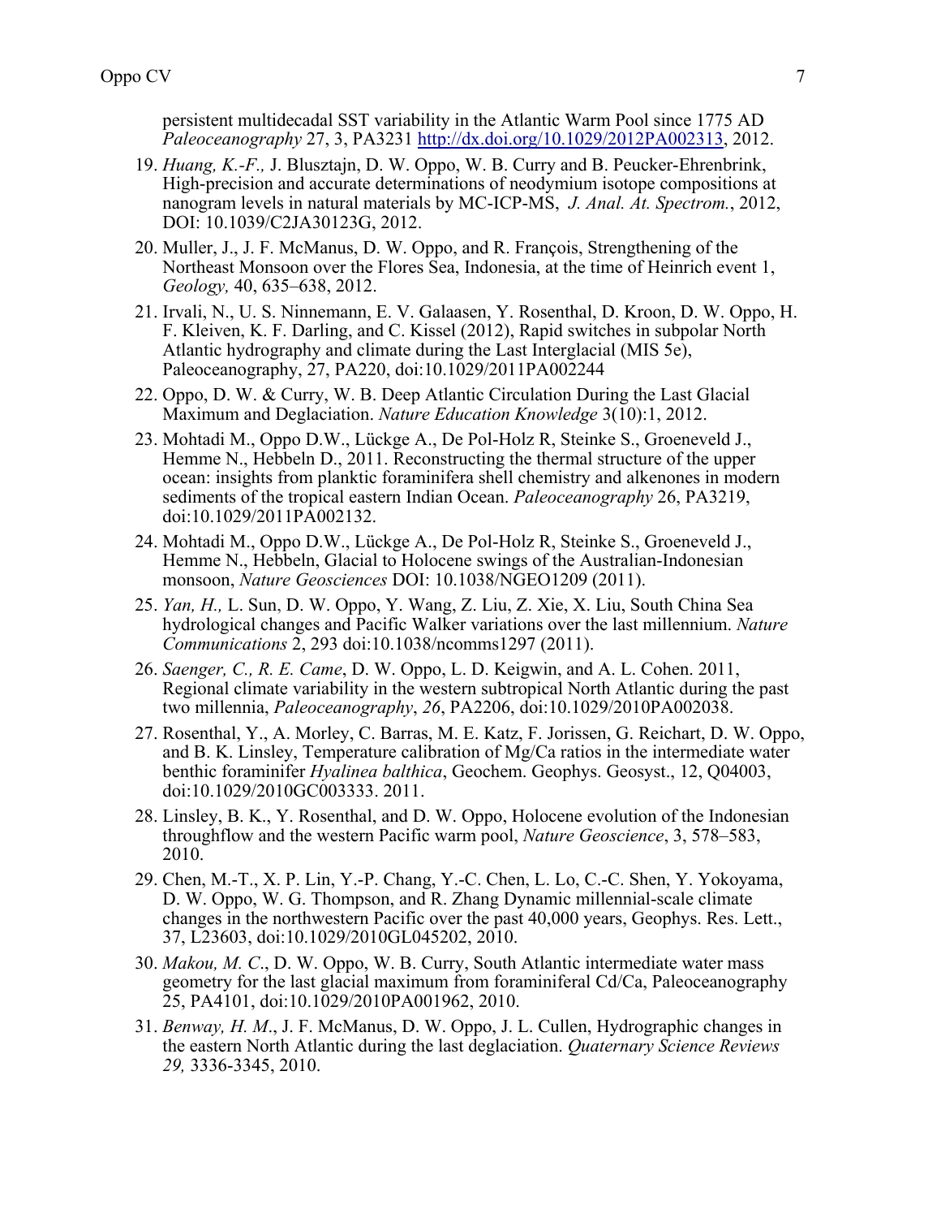persistent multidecadal SST variability in the Atlantic Warm Pool since 1775 AD *Paleoceanography* 27, 3, PA3231 http://dx.doi.org/10.1029/2012PA002313, 2012.

19. *Huang, K.-F.,* J. Blusztajn, D. W. Oppo, W. B. Curry and B. Peucker-Ehrenbrink, High-precision and accurate determinations of neodymium isotope compositions at nanogram levels in natural materials by MC-ICP-MS, *J. Anal. At. Spectrom.*, 2012, DOI: 10.1039/C2JA30123G, 2012.
20. Muller, J., J. F. McManus, D. W. Oppo, and R. François, Strengthening of the Northeast Monsoon over the Flores Sea, Indonesia, at the time of Heinrich event 1, *Geology,* 40, 635–638, 2012.
21. Irvali, N., U. S. Ninnemann, E. V. Galaasen, Y. Rosenthal, D. Kroon, D. W. Oppo, H. F. Kleiven, K. F. Darling, and C. Kissel (2012), Rapid switches in subpolar North Atlantic hydrography and climate during the Last Interglacial (MIS 5e), Paleoceanography, 27, PA220, doi:10.1029/2011PA002244
22. Oppo, D. W. & Curry, W. B. Deep Atlantic Circulation During the Last Glacial Maximum and Deglaciation. *Nature Education Knowledge* 3(10):1, 2012.
23. Mohtadi M., Oppo D.W., Lückge A., De Pol-Holz R, Steinke S., Groeneveld J., Hemme N., Hebbeln D., 2011. Reconstructing the thermal structure of the upper ocean: insights from planktic foraminifera shell chemistry and alkenones in modern sediments of the tropical eastern Indian Ocean. *Paleoceanography* 26, PA3219, doi:10.1029/2011PA002132.
24. Mohtadi M., Oppo D.W., Lückge A., De Pol-Holz R, Steinke S., Groeneveld J., Hemme N., Hebbeln, Glacial to Holocene swings of the Australian-Indonesian monsoon, *Nature Geosciences* DOI: 10.1038/NGEO1209 (2011).
25. *Yan, H.,* L. Sun, D. W. Oppo, Y. Wang, Z. Liu, Z. Xie, X. Liu, South China Sea hydrological changes and Pacific Walker variations over the last millennium. *Nature Communications* 2, 293 doi:10.1038/ncomms1297 (2011).
26. *Saenger, C., R. E. Came*, D. W. Oppo, L. D. Keigwin, and A. L. Cohen. 2011, Regional climate variability in the western subtropical North Atlantic during the past two millennia, *Paleoceanography*, *26*, PA2206, doi:10.1029/2010PA002038.
27. Rosenthal, Y., A. Morley, C. Barras, M. E. Katz, F. Jorissen, G. Reichart, D. W. Oppo, and B. K. Linsley, Temperature calibration of Mg/Ca ratios in the intermediate water benthic foraminifer *Hyalinea balthica*, Geochem. Geophys. Geosyst., 12, Q04003, doi:10.1029/2010GC003333. 2011.
28. Linsley, B. K., Y. Rosenthal, and D. W. Oppo, Holocene evolution of the Indonesian throughflow and the western Pacific warm pool, *Nature Geoscience*, 3, 578–583, 2010.
29. Chen, M.-T., X. P. Lin, Y.-P. Chang, Y.-C. Chen, L. Lo, C.-C. Shen, Y. Yokoyama, D. W. Oppo, W. G. Thompson, and R. Zhang Dynamic millennial-scale climate changes in the northwestern Pacific over the past 40,000 years, Geophys. Res. Lett., 37, L23603, doi:10.1029/2010GL045202, 2010.
30. *Makou, M. C*., D. W. Oppo, W. B. Curry, South Atlantic intermediate water mass geometry for the last glacial maximum from foraminiferal Cd/Ca, Paleoceanography 25, PA4101, doi:10.1029/2010PA001962, 2010.
31. *Benway, H. M*., J. F. McManus, D. W. Oppo, J. L. Cullen, Hydrographic changes in the eastern North Atlantic during the last deglaciation. *Quaternary Science Reviews 29,* 3336-3345, 2010.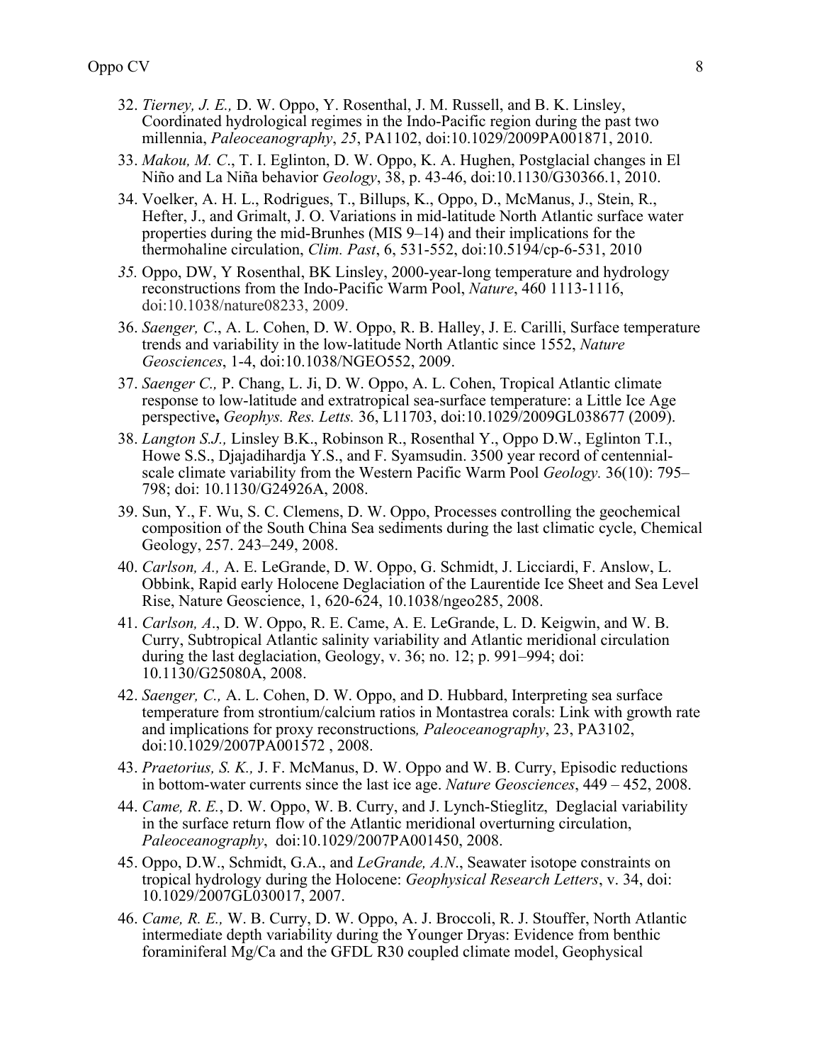32. *Tierney, J. E.,* D. W. Oppo, Y. Rosenthal, J. M. Russell, and B. K. Linsley, Coordinated hydrological regimes in the Indo-Pacific region during the past two millennia, *Paleoceanography*, *25*, PA1102, doi:10.1029/2009PA001871, 2010.

33. *Makou, M. C*., T. I. Eglinton, D. W. Oppo, K. A. Hughen, Postglacial changes in El Niño and La Niña behavior *Geology*, 38, p. 43-46, doi:10.1130/G30366.1, 2010.

34. Voelker, A. H. L., Rodrigues, T., Billups, K., Oppo, D., McManus, J., Stein, R., Hefter, J., and Grimalt, J. O. Variations in mid-latitude North Atlantic surface water properties during the mid-Brunhes (MIS 9–14) and their implications for the thermohaline circulation, *Clim. Past*, 6, 531-552, doi:10.5194/cp-6-531, 2010

35. Oppo, DW, Y Rosenthal, BK Linsley, 2000-year-long temperature and hydrology reconstructions from the Indo-Pacific Warm Pool, *Nature*, 460 1113-1116, doi:10.1038/nature08233, 2009.

36. *Saenger, C*., A. L. Cohen, D. W. Oppo, R. B. Halley, J. E. Carilli, Surface temperature trends and variability in the low-latitude North Atlantic since 1552, *Nature Geosciences*, 1-4, doi:10.1038/NGEO552, 2009.

37. *Saenger C.,* P. Chang, L. Ji, D. W. Oppo, A. L. Cohen, Tropical Atlantic climate response to low-latitude and extratropical sea-surface temperature: a Little Ice Age perspective**,** *Geophys. Res. Letts.* 36, L11703, doi:10.1029/2009GL038677 (2009).

38. *Langton S.J.,* Linsley B.K., Robinson R., Rosenthal Y., Oppo D.W., Eglinton T.I., Howe S.S., Djajadihardja Y.S., and F. Syamsudin. 3500 year record of centennial-scale climate variability from the Western Pacific Warm Pool *Geology.* 36(10): 795–798; doi: 10.1130/G24926A, 2008.

39. Sun, Y., F. Wu, S. C. Clemens, D. W. Oppo, Processes controlling the geochemical composition of the South China Sea sediments during the last climatic cycle, Chemical Geology, 257. 243–249, 2008.

40. *Carlson, A.,* A. E. LeGrande, D. W. Oppo, G. Schmidt, J. Licciardi, F. Anslow, L. Obbink, Rapid early Holocene Deglaciation of the Laurentide Ice Sheet and Sea Level Rise, Nature Geoscience, 1, 620-624, 10.1038/ngeo285, 2008.

41. *Carlson, A*., D. W. Oppo, R. E. Came, A. E. LeGrande, L. D. Keigwin, and W. B. Curry, Subtropical Atlantic salinity variability and Atlantic meridional circulation during the last deglaciation, Geology, v. 36; no. 12; p. 991–994; doi: 10.1130/G25080A, 2008.

42. *Saenger, C.,* A. L. Cohen, D. W. Oppo, and D. Hubbard, Interpreting sea surface temperature from strontium/calcium ratios in Montastrea corals: Link with growth rate and implications for proxy reconstructions*, Paleoceanography*, 23, PA3102, doi:10.1029/2007PA001572 , 2008.

43. *Praetorius, S. K.,* J. F. McManus, D. W. Oppo and W. B. Curry, Episodic reductions in bottom-water currents since the last ice age. *Nature Geosciences*, 449 – 452, 2008.

44. *Came, R. E.*, D. W. Oppo, W. B. Curry, and J. Lynch-Stieglitz, Deglacial variability in the surface return flow of the Atlantic meridional overturning circulation, *Paleoceanography*, doi:10.1029/2007PA001450, 2008.

45. Oppo, D.W., Schmidt, G.A., and *LeGrande, A.N*., Seawater isotope constraints on tropical hydrology during the Holocene: *Geophysical Research Letters*, v. 34, doi: 10.1029/2007GL030017, 2007.

46. *Came, R. E.,* W. B. Curry, D. W. Oppo, A. J. Broccoli, R. J. Stouffer, North Atlantic intermediate depth variability during the Younger Dryas: Evidence from benthic foraminiferal Mg/Ca and the GFDL R30 coupled climate model, Geophysical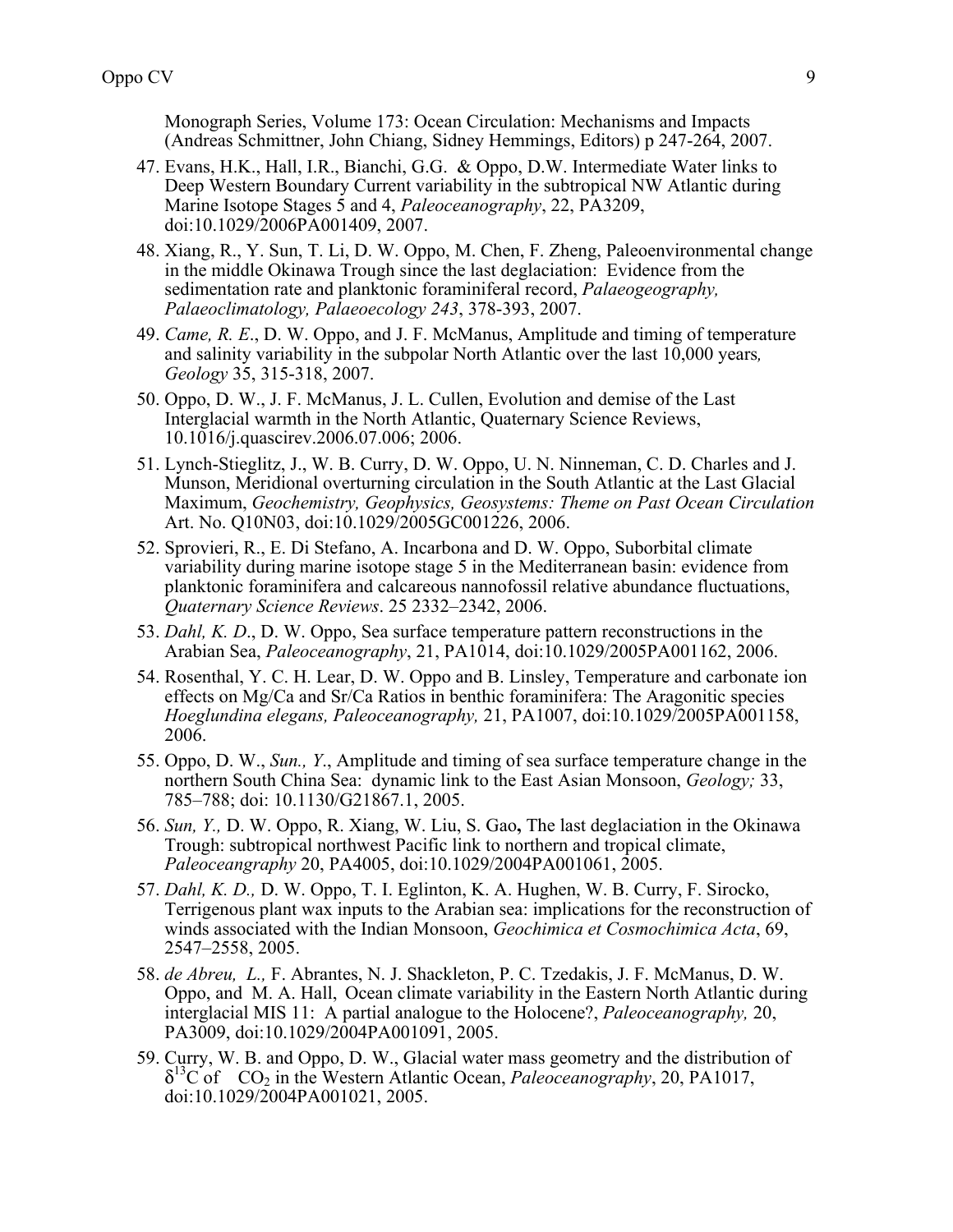Monograph Series, Volume 173: Ocean Circulation: Mechanisms and Impacts (Andreas Schmittner, John Chiang, Sidney Hemmings, Editors) p 247-264, 2007.

47. Evans, H.K., Hall, I.R., Bianchi, G.G. & Oppo, D.W. Intermediate Water links to Deep Western Boundary Current variability in the subtropical NW Atlantic during Marine Isotope Stages 5 and 4, *Paleoceanography*, 22, PA3209, doi:10.1029/2006PA001409, 2007.

48. Xiang, R., Y. Sun, T. Li, D. W. Oppo, M. Chen, F. Zheng, Paleoenvironmental change in the middle Okinawa Trough since the last deglaciation: Evidence from the sedimentation rate and planktonic foraminiferal record, *Palaeogeography, Palaeoclimatology, Palaeoecology 243*, 378-393, 2007.

49. *Came, R. E*., D. W. Oppo, and J. F. McManus, Amplitude and timing of temperature and salinity variability in the subpolar North Atlantic over the last 10,000 years*, Geology* 35, 315-318, 2007.

50. Oppo, D. W., J. F. McManus, J. L. Cullen, Evolution and demise of the Last Interglacial warmth in the North Atlantic, Quaternary Science Reviews, 10.1016/j.quascirev.2006.07.006; 2006.

51. Lynch-Stieglitz, J., W. B. Curry, D. W. Oppo, U. N. Ninneman, C. D. Charles and J. Munson, Meridional overturning circulation in the South Atlantic at the Last Glacial Maximum, *Geochemistry, Geophysics, Geosystems: Theme on Past Ocean Circulation* Art. No. Q10N03, doi:10.1029/2005GC001226, 2006.

52. Sprovieri, R., E. Di Stefano, A. Incarbona and D. W. Oppo, Suborbital climate variability during marine isotope stage 5 in the Mediterranean basin: evidence from planktonic foraminifera and calcareous nannofossil relative abundance fluctuations, *Quaternary Science Reviews*. 25 2332–2342, 2006.

53. *Dahl, K. D*., D. W. Oppo, Sea surface temperature pattern reconstructions in the Arabian Sea, *Paleoceanography*, 21, PA1014, doi:10.1029/2005PA001162, 2006.

54. Rosenthal, Y. C. H. Lear, D. W. Oppo and B. Linsley, Temperature and carbonate ion effects on Mg/Ca and Sr/Ca Ratios in benthic foraminifera: The Aragonitic species *Hoeglundina elegans, Paleoceanography,* 21, PA1007, doi:10.1029/2005PA001158, 2006.

55. Oppo, D. W., *Sun., Y*., Amplitude and timing of sea surface temperature change in the northern South China Sea: dynamic link to the East Asian Monsoon, *Geology;* 33, 785–788; doi: 10.1130/G21867.1, 2005.

56. *Sun, Y.,* D. W. Oppo, R. Xiang, W. Liu, S. Gao**,** The last deglaciation in the Okinawa Trough: subtropical northwest Pacific link to northern and tropical climate, *Paleoceangraphy* 20, PA4005, doi:10.1029/2004PA001061, 2005.

57. *Dahl, K. D.,* D. W. Oppo, T. I. Eglinton, K. A. Hughen, W. B. Curry, F. Sirocko, Terrigenous plant wax inputs to the Arabian sea: implications for the reconstruction of winds associated with the Indian Monsoon, *Geochimica et Cosmochimica Acta*, 69, 2547–2558, 2005.

58. *de Abreu, L.,* F. Abrantes, N. J. Shackleton, P. C. Tzedakis, J. F. McManus, D. W. Oppo, and M. A. Hall, Ocean climate variability in the Eastern North Atlantic during interglacial MIS 11: A partial analogue to the Holocene?, *Paleoceanography,* 20, PA3009, doi:10.1029/2004PA001091, 2005.

59. Curry, W. B. and Oppo, D. W., Glacial water mass geometry and the distribution of $\delta^{13}C$ of $CO_2$ in the Western Atlantic Ocean, *Paleoceanography*, 20, PA1017, doi:10.1029/2004PA001021, 2005.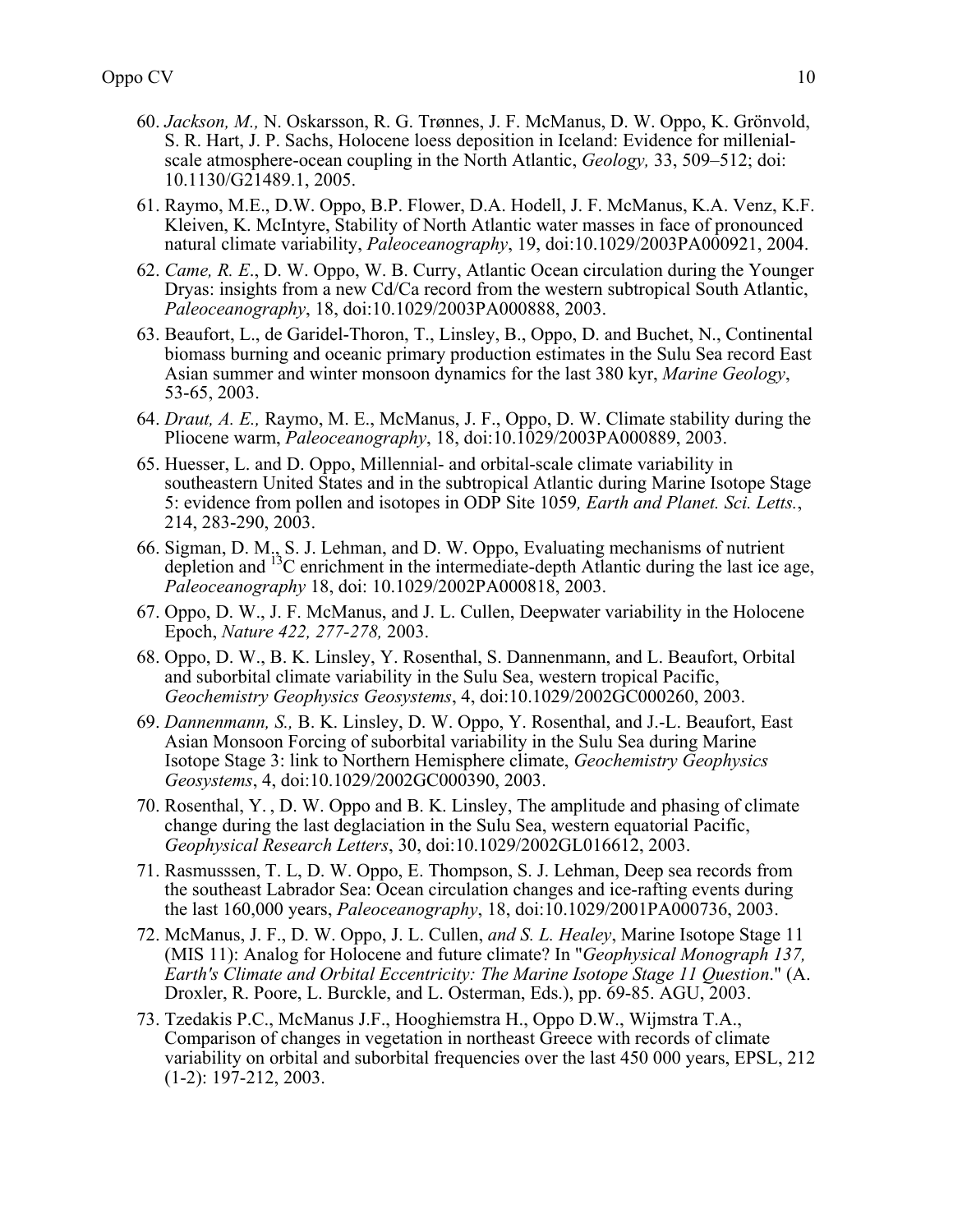60. *Jackson, M.,* N. Oskarsson, R. G. Trønnes, J. F. McManus, D. W. Oppo, K. Grönvold, S. R. Hart, J. P. Sachs, Holocene loess deposition in Iceland: Evidence for millenial-scale atmosphere-ocean coupling in the North Atlantic, *Geology,* 33, 509–512; doi: 10.1130/G21489.1, 2005.

61. Raymo, M.E., D.W. Oppo, B.P. Flower, D.A. Hodell, J. F. McManus, K.A. Venz, K.F. Kleiven, K. McIntyre, Stability of North Atlantic water masses in face of pronounced natural climate variability, *Paleoceanography*, 19, doi:10.1029/2003PA000921, 2004.

62. *Came, R. E*., D. W. Oppo, W. B. Curry, Atlantic Ocean circulation during the Younger Dryas: insights from a new Cd/Ca record from the western subtropical South Atlantic, *Paleoceanography*, 18, doi:10.1029/2003PA000888, 2003.

63. Beaufort, L., de Garidel-Thoron, T., Linsley, B., Oppo, D. and Buchet, N., Continental biomass burning and oceanic primary production estimates in the Sulu Sea record East Asian summer and winter monsoon dynamics for the last 380 kyr, *Marine Geology*, 53-65, 2003.

64. *Draut, A. E.,* Raymo, M. E., McManus, J. F., Oppo, D. W. Climate stability during the Pliocene warm, *Paleoceanography*, 18, doi:10.1029/2003PA000889, 2003.

65. Huesser, L. and D. Oppo, Millennial- and orbital-scale climate variability in southeastern United States and in the subtropical Atlantic during Marine Isotope Stage 5: evidence from pollen and isotopes in ODP Site 1059*, Earth and Planet. Sci. Letts.*, 214, 283-290, 2003.

66. Sigman, D. M., S. J. Lehman, and D. W. Oppo, Evaluating mechanisms of nutrient depletion and $^{13}$C enrichment in the intermediate-depth Atlantic during the last ice age, *Paleoceanography* 18, doi: 10.1029/2002PA000818, 2003.

67. Oppo, D. W., J. F. McManus, and J. L. Cullen, Deepwater variability in the Holocene Epoch, *Nature 422, 277-278,* 2003.

68. Oppo, D. W., B. K. Linsley, Y. Rosenthal, S. Dannenmann, and L. Beaufort, Orbital and suborbital climate variability in the Sulu Sea, western tropical Pacific, *Geochemistry Geophysics Geosystems*, 4, doi:10.1029/2002GC000260, 2003.

69. *Dannenmann, S.,* B. K. Linsley, D. W. Oppo, Y. Rosenthal, and J.-L. Beaufort, East Asian Monsoon Forcing of suborbital variability in the Sulu Sea during Marine Isotope Stage 3: link to Northern Hemisphere climate, *Geochemistry Geophysics Geosystems*, 4, doi:10.1029/2002GC000390, 2003.

70. Rosenthal, Y. , D. W. Oppo and B. K. Linsley, The amplitude and phasing of climate change during the last deglaciation in the Sulu Sea, western equatorial Pacific, *Geophysical Research Letters*, 30, doi:10.1029/2002GL016612, 2003.

71. Rasmusssen, T. L, D. W. Oppo, E. Thompson, S. J. Lehman, Deep sea records from the southeast Labrador Sea: Ocean circulation changes and ice-rafting events during the last 160,000 years, *Paleoceanography*, 18, doi:10.1029/2001PA000736, 2003.

72. McManus, J. F., D. W. Oppo, J. L. Cullen, *and S. L. Healey*, Marine Isotope Stage 11 (MIS 11): Analog for Holocene and future climate? In "*Geophysical Monograph 137, Earth's Climate and Orbital Eccentricity: The Marine Isotope Stage 11 Question*." (A. Droxler, R. Poore, L. Burckle, and L. Osterman, Eds.), pp. 69-85. AGU, 2003.

73. Tzedakis P.C., McManus J.F., Hooghiemstra H., Oppo D.W., Wijmstra T.A., Comparison of changes in vegetation in northeast Greece with records of climate variability on orbital and suborbital frequencies over the last 450 000 years, EPSL, 212 (1-2): 197-212, 2003.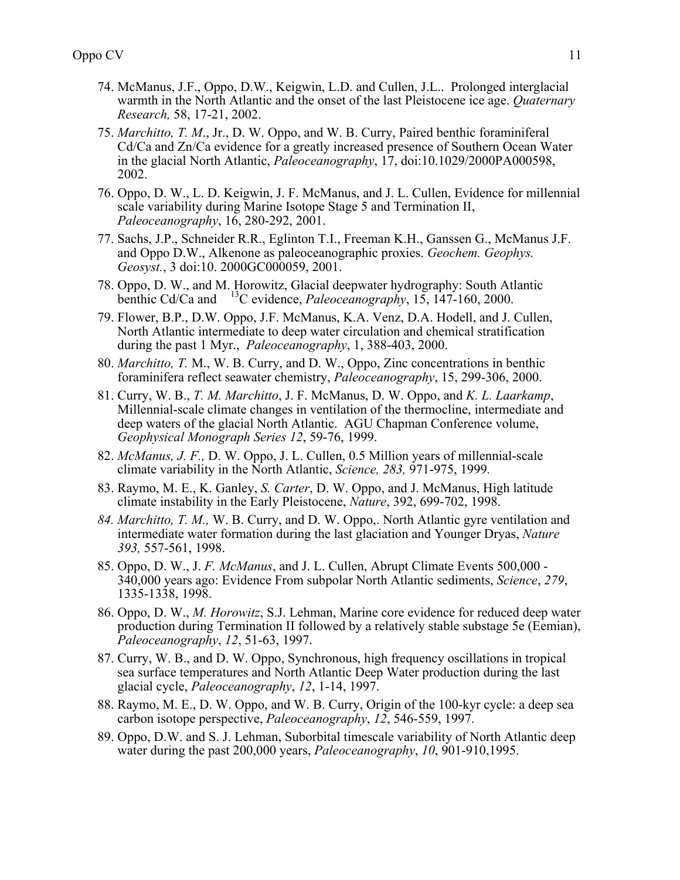74. McManus, J.F., Oppo, D.W., Keigwin, L.D. and Cullen, J.L.. Prolonged interglacial warmth in the North Atlantic and the onset of the last Pleistocene ice age. *Quaternary Research,* 58, 17-21, 2002.
75. *Marchitto, T. M*., Jr., D. W. Oppo, and W. B. Curry, Paired benthic foraminiferal Cd/Ca and Zn/Ca evidence for a greatly increased presence of Southern Ocean Water in the glacial North Atlantic, *Paleoceanography*, 17, doi:10.1029/2000PA000598, 2002.
76. Oppo, D. W., L. D. Keigwin, J. F. McManus, and J. L. Cullen, Evidence for millennial scale variability during Marine Isotope Stage 5 and Termination II, *Paleoceanography*, 16, 280-292, 2001.
77. Sachs, J.P., Schneider R.R., Eglinton T.I., Freeman K.H., Ganssen G., McManus J.F. and Oppo D.W., Alkenone as paleoceanographic proxies. *Geochem. Geophys. Geosyst.*, 3 doi:10. 2000GC000059, 2001.
78. Oppo, D. W., and M. Horowitz, Glacial deepwater hydrography: South Atlantic benthic Cd/Ca and $^{13}$C evidence, *Paleoceanography*, 15, 147-160, 2000.
79. Flower, B.P., D.W. Oppo, J.F. McManus, K.A. Venz, D.A. Hodell, and J. Cullen, North Atlantic intermediate to deep water circulation and chemical stratification during the past 1 Myr., *Paleoceanography*, 1, 388-403, 2000.
80. *Marchitto, T.* M., W. B. Curry, and D. W., Oppo, Zinc concentrations in benthic foraminifera reflect seawater chemistry, *Paleoceanography*, 15, 299-306, 2000.
81. Curry, W. B., *T. M. Marchitto*, J. F. McManus, D. W. Oppo, and *K. L. Laarkamp*, Millennial-scale climate changes in ventilation of the thermocline, intermediate and deep waters of the glacial North Atlantic. AGU Chapman Conference volume, *Geophysical Monograph Series 12*, 59-76, 1999.
82. *McManus, J. F.,* D. W. Oppo, J. L. Cullen, 0.5 Million years of millennial-scale climate variability in the North Atlantic, *Science, 283,* 971-975, 1999*.*
83. Raymo, M. E., K. Ganley, *S. Carter*, D. W. Oppo, and J. McManus, High latitude climate instability in the Early Pleistocene, *Nature*, 392, 699-702, 1998.
84. *Marchitto, T. M.,* W. B. Curry, and D. W. Oppo,. North Atlantic gyre ventilation and intermediate water formation during the last glaciation and Younger Dryas, *Nature 393,* 557-561, 1998.
85. Oppo, D. W., J. *F. McManus*, and J. L. Cullen, Abrupt Climate Events 500,000 - 340,000 years ago: Evidence From subpolar North Atlantic sediments, *Science*, *279*, 1335-1338, 1998.
86. Oppo, D. W., *M. Horowitz*, S.J. Lehman, Marine core evidence for reduced deep water production during Termination II followed by a relatively stable substage 5e (Eemian), *Paleoceanography*, *12*, 51-63, 1997.
87. Curry, W. B., and D. W. Oppo, Synchronous, high frequency oscillations in tropical sea surface temperatures and North Atlantic Deep Water production during the last glacial cycle, *Paleoceanography*, *12*, 1-14, 1997.
88. Raymo, M. E., D. W. Oppo, and W. B. Curry, Origin of the 100-kyr cycle: a deep sea carbon isotope perspective, *Paleoceanography*, *12*, 546-559, 1997.
89. Oppo, D.W. and S. J. Lehman, Suborbital timescale variability of North Atlantic deep water during the past 200,000 years, *Paleoceanography*, *10*, 901-910,1995.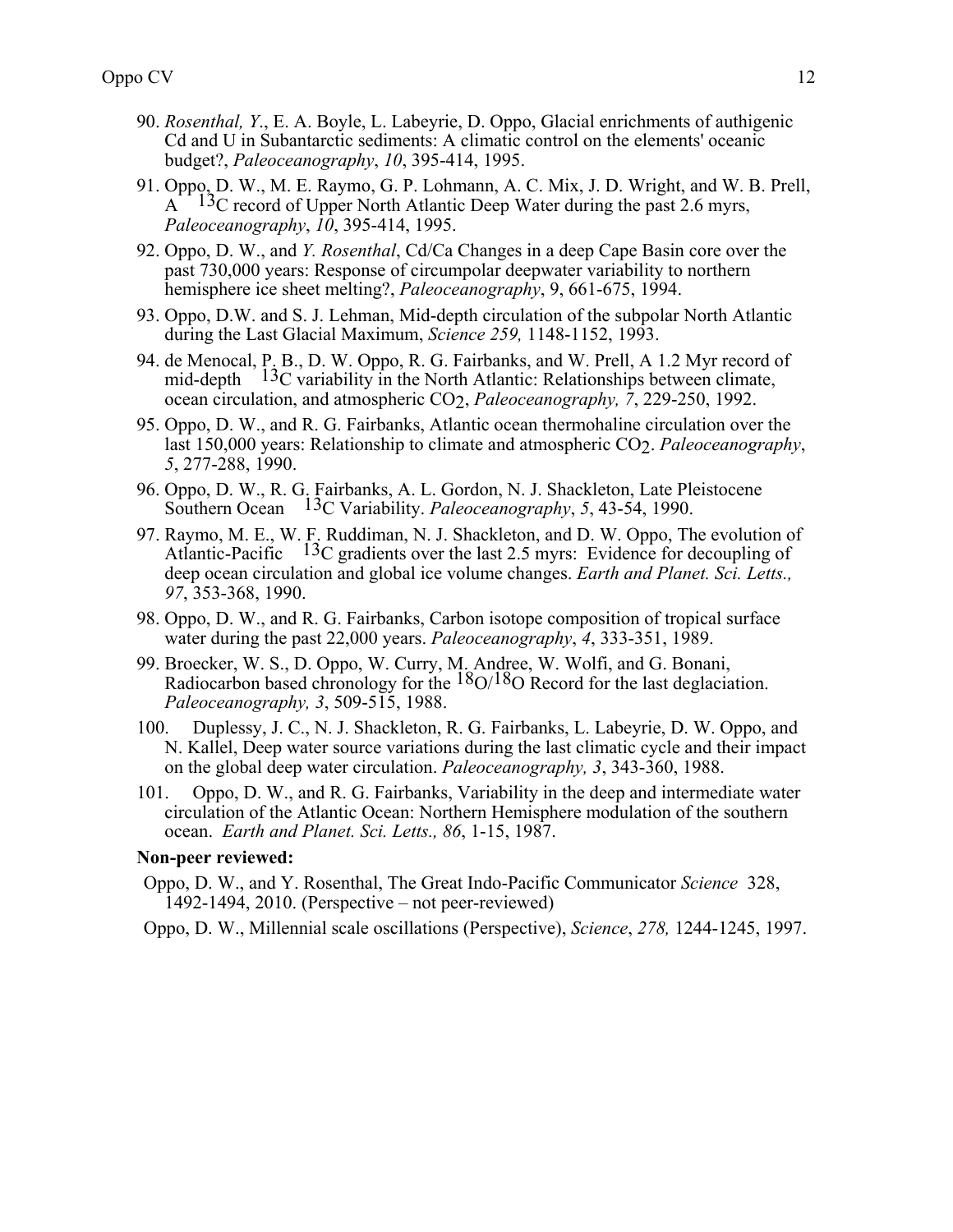90. *Rosenthal, Y*., E. A. Boyle, L. Labeyrie, D. Oppo, Glacial enrichments of authigenic Cd and U in Subantarctic sediments: A climatic control on the elements' oceanic budget?, *Paleoceanography*, *10*, 395-414, 1995.
91. Oppo, D. W., M. E. Raymo, G. P. Lohmann, A. C. Mix, J. D. Wright, and W. B. Prell, A $^{13}$C record of Upper North Atlantic Deep Water during the past 2.6 myrs, *Paleoceanography*, *10*, 395-414, 1995.
92. Oppo, D. W., and *Y. Rosenthal*, Cd/Ca Changes in a deep Cape Basin core over the past 730,000 years: Response of circumpolar deepwater variability to northern hemisphere ice sheet melting?, *Paleoceanography*, 9, 661-675, 1994.
93. Oppo, D.W. and S. J. Lehman, Mid-depth circulation of the subpolar North Atlantic during the Last Glacial Maximum, *Science 259,* 1148-1152, 1993.
94. de Menocal, P. B., D. W. Oppo, R. G. Fairbanks, and W. Prell, A 1.2 Myr record of mid-depth $^{13}$C variability in the North Atlantic: Relationships between climate, ocean circulation, and atmospheric $CO_2$, *Paleoceanography, 7*, 229-250, 1992.
95. Oppo, D. W., and R. G. Fairbanks, Atlantic ocean thermohaline circulation over the last 150,000 years: Relationship to climate and atmospheric $CO_2$. *Paleoceanography*, *5*, 277-288, 1990.
96. Oppo, D. W., R. G. Fairbanks, A. L. Gordon, N. J. Shackleton, Late Pleistocene Southern Ocean $^{13}$C Variability. *Paleoceanography*, *5*, 43-54, 1990.
97. Raymo, M. E., W. F. Ruddiman, N. J. Shackleton, and D. W. Oppo, The evolution of Atlantic-Pacific $^{13}$C gradients over the last 2.5 myrs: Evidence for decoupling of deep ocean circulation and global ice volume changes. *Earth and Planet. Sci. Letts., 97*, 353-368, 1990.
98. Oppo, D. W., and R. G. Fairbanks, Carbon isotope composition of tropical surface water during the past 22,000 years. *Paleoceanography*, *4*, 333-351, 1989.
99. Broecker, W. S., D. Oppo, W. Curry, M. Andree, W. Wolfi, and G. Bonani, Radiocarbon based chronology for the $^{18}$O/$^{18}$O Record for the last deglaciation. *Paleoceanography, 3*, 509-515, 1988.
100. Duplessy, J. C., N. J. Shackleton, R. G. Fairbanks, L. Labeyrie, D. W. Oppo, and N. Kallel, Deep water source variations during the last climatic cycle and their impact on the global deep water circulation. *Paleoceanography, 3*, 343-360, 1988.
101. Oppo, D. W., and R. G. Fairbanks, Variability in the deep and intermediate water circulation of the Atlantic Ocean: Northern Hemisphere modulation of the southern ocean. *Earth and Planet. Sci. Letts., 86*, 1-15, 1987.

**Non-peer reviewed:**

Oppo, D. W., and Y. Rosenthal, The Great Indo-Pacific Communicator *Science* 328, 1492-1494, 2010. (Perspective – not peer-reviewed)

Oppo, D. W., Millennial scale oscillations (Perspective), *Science*, *278,* 1244-1245, 1997.